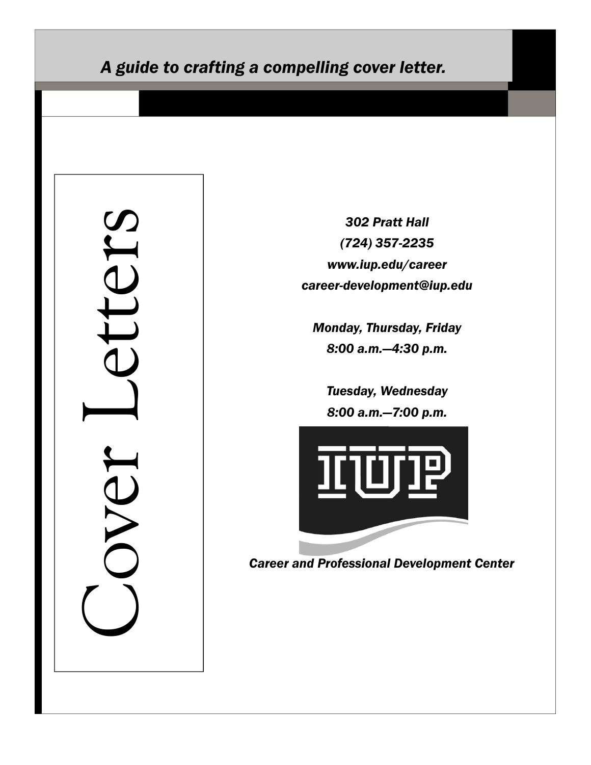*A guide to crafting a compelling cover letter.*

# Cover Letters

*302 Pratt Hall*

*(724) 357-2235*

*www.iup.edu/career*

*career-development@iup.edu*

*Monday, Thursday, Friday*

*8:00 a.m.—4:30 p.m.*

*Tuesday, Wednesday*

*8:00 a.m.—7:00 p.m.*

IUP

*Career and Professional Development Center*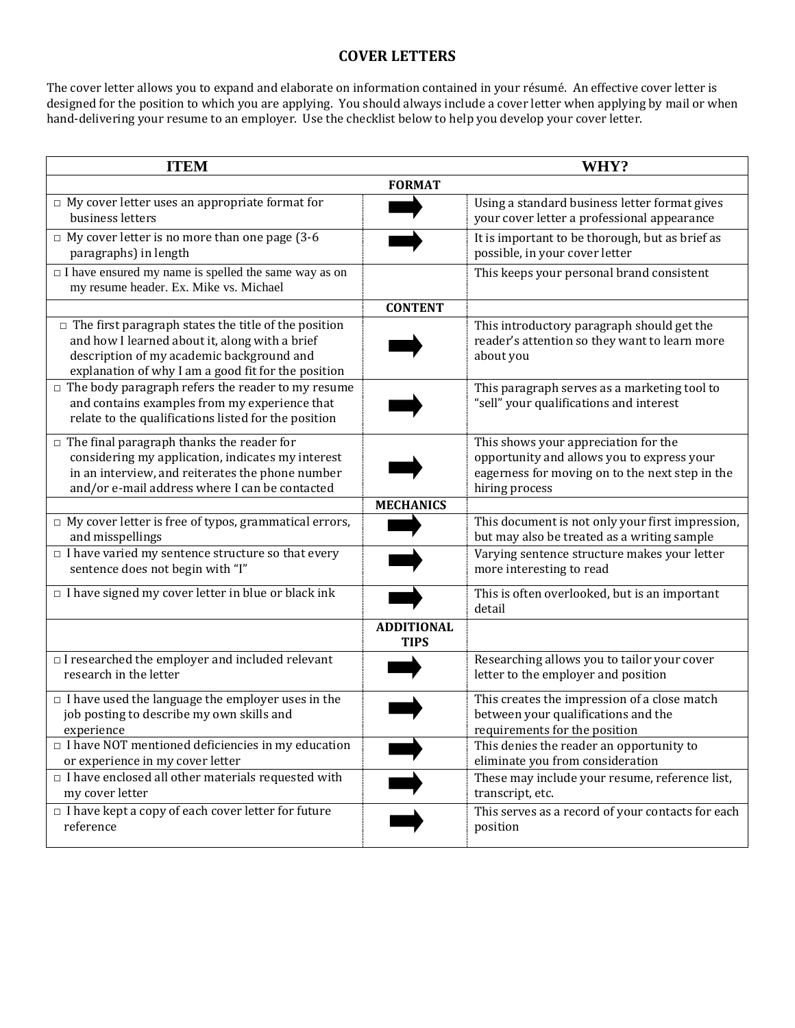# COVER LETTERS

The cover letter allows you to expand and elaborate on information contained in your résumé. An effective cover letter is designed for the position to which you are applying. You should always include a cover letter when applying by mail or when hand-delivering your resume to an employer. Use the checklist below to help you develop your cover letter.

| ITEM | | WHY? |
|---|---|---|
| | **FORMAT** | |
| □ My cover letter uses an appropriate format for business letters | ➡ | Using a standard business letter format gives your cover letter a professional appearance |
| □ My cover letter is no more than one page (3-6 paragraphs) in length | ➡ | It is important to be thorough, but as brief as possible, in your cover letter |
| □ I have ensured my name is spelled the same way as on my resume header. Ex. Mike vs. Michael | | This keeps your personal brand consistent |
| | **CONTENT** | |
| □ The first paragraph states the title of the position and how I learned about it, along with a brief description of my academic background and explanation of why I am a good fit for the position | ➡ | This introductory paragraph should get the reader's attention so they want to learn more about you |
| □ The body paragraph refers the reader to my resume and contains examples from my experience that relate to the qualifications listed for the position | ➡ | This paragraph serves as a marketing tool to "sell" your qualifications and interest |
| □ The final paragraph thanks the reader for considering my application, indicates my interest in an interview, and reiterates the phone number and/or e-mail address where I can be contacted | ➡ | This shows your appreciation for the opportunity and allows you to express your eagerness for moving on to the next step in the hiring process |
| | **MECHANICS** | |
| □ My cover letter is free of typos, grammatical errors, and misspellings | ➡ | This document is not only your first impression, but may also be treated as a writing sample |
| □ I have varied my sentence structure so that every sentence does not begin with "I" | ➡ | Varying sentence structure makes your letter more interesting to read |
| □ I have signed my cover letter in blue or black ink | ➡ | This is often overlooked, but is an important detail |
| | **ADDITIONAL TIPS** | |
| □ I researched the employer and included relevant research in the letter | ➡ | Researching allows you to tailor your cover letter to the employer and position |
| □ I have used the language the employer uses in the job posting to describe my own skills and experience | ➡ | This creates the impression of a close match between your qualifications and the requirements for the position |
| □ I have NOT mentioned deficiencies in my education or experience in my cover letter | ➡ | This denies the reader an opportunity to eliminate you from consideration |
| □ I have enclosed all other materials requested with my cover letter | ➡ | These may include your resume, reference list, transcript, etc. |
| □ I have kept a copy of each cover letter for future reference | ➡ | This serves as a record of your contacts for each position |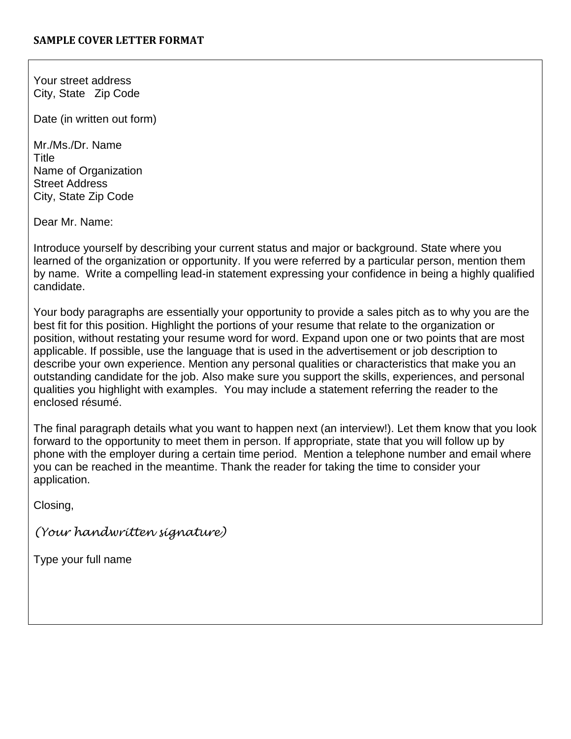**SAMPLE COVER LETTER FORMAT**

Your street address
City, State Zip Code

Date (in written out form)

Mr./Ms./Dr. Name
Title
Name of Organization
Street Address
City, State Zip Code

Dear Mr. Name:

Introduce yourself by describing your current status and major or background. State where you learned of the organization or opportunity. If you were referred by a particular person, mention them by name. Write a compelling lead-in statement expressing your confidence in being a highly qualified candidate.

Your body paragraphs are essentially your opportunity to provide a sales pitch as to why you are the best fit for this position. Highlight the portions of your resume that relate to the organization or position, without restating your resume word for word. Expand upon one or two points that are most applicable. If possible, use the language that is used in the advertisement or job description to describe your own experience. Mention any personal qualities or characteristics that make you an outstanding candidate for the job. Also make sure you support the skills, experiences, and personal qualities you highlight with examples. You may include a statement referring the reader to the enclosed résumé.

The final paragraph details what you want to happen next (an interview!). Let them know that you look forward to the opportunity to meet them in person. If appropriate, state that you will follow up by phone with the employer during a certain time period. Mention a telephone number and email where you can be reached in the meantime. Thank the reader for taking the time to consider your application.

Closing,

*(Your handwritten signature)*

Type your full name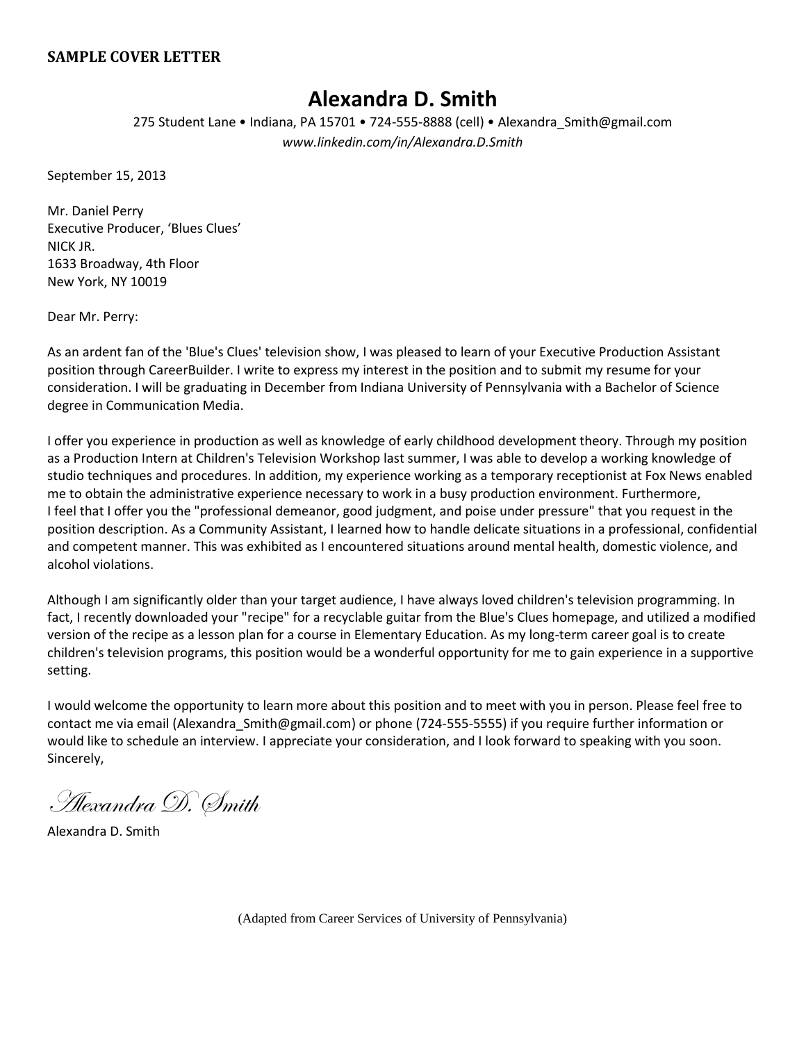**SAMPLE COVER LETTER**

# Alexandra D. Smith

275 Student Lane • Indiana, PA 15701 • 724-555-8888 (cell) • Alexandra_Smith@gmail.com
*www.linkedin.com/in/Alexandra.D.Smith*

September 15, 2013

Mr. Daniel Perry
Executive Producer, 'Blues Clues'
NICK JR.
1633 Broadway, 4th Floor
New York, NY 10019

Dear Mr. Perry:

As an ardent fan of the 'Blue's Clues' television show, I was pleased to learn of your Executive Production Assistant position through CareerBuilder. I write to express my interest in the position and to submit my resume for your consideration. I will be graduating in December from Indiana University of Pennsylvania with a Bachelor of Science degree in Communication Media.

I offer you experience in production as well as knowledge of early childhood development theory. Through my position as a Production Intern at Children's Television Workshop last summer, I was able to develop a working knowledge of studio techniques and procedures. In addition, my experience working as a temporary receptionist at Fox News enabled me to obtain the administrative experience necessary to work in a busy production environment. Furthermore, I feel that I offer you the "professional demeanor, good judgment, and poise under pressure" that you request in the position description. As a Community Assistant, I learned how to handle delicate situations in a professional, confidential and competent manner. This was exhibited as I encountered situations around mental health, domestic violence, and alcohol violations.

Although I am significantly older than your target audience, I have always loved children's television programming. In fact, I recently downloaded your "recipe" for a recyclable guitar from the Blue's Clues homepage, and utilized a modified version of the recipe as a lesson plan for a course in Elementary Education. As my long-term career goal is to create children's television programs, this position would be a wonderful opportunity for me to gain experience in a supportive setting.

I would welcome the opportunity to learn more about this position and to meet with you in person. Please feel free to contact me via email (Alexandra_Smith@gmail.com) or phone (724-555-5555) if you require further information or would like to schedule an interview. I appreciate your consideration, and I look forward to speaking with you soon.
Sincerely,

*Alexandra D. Smith*

Alexandra D. Smith

(Adapted from Career Services of University of Pennsylvania)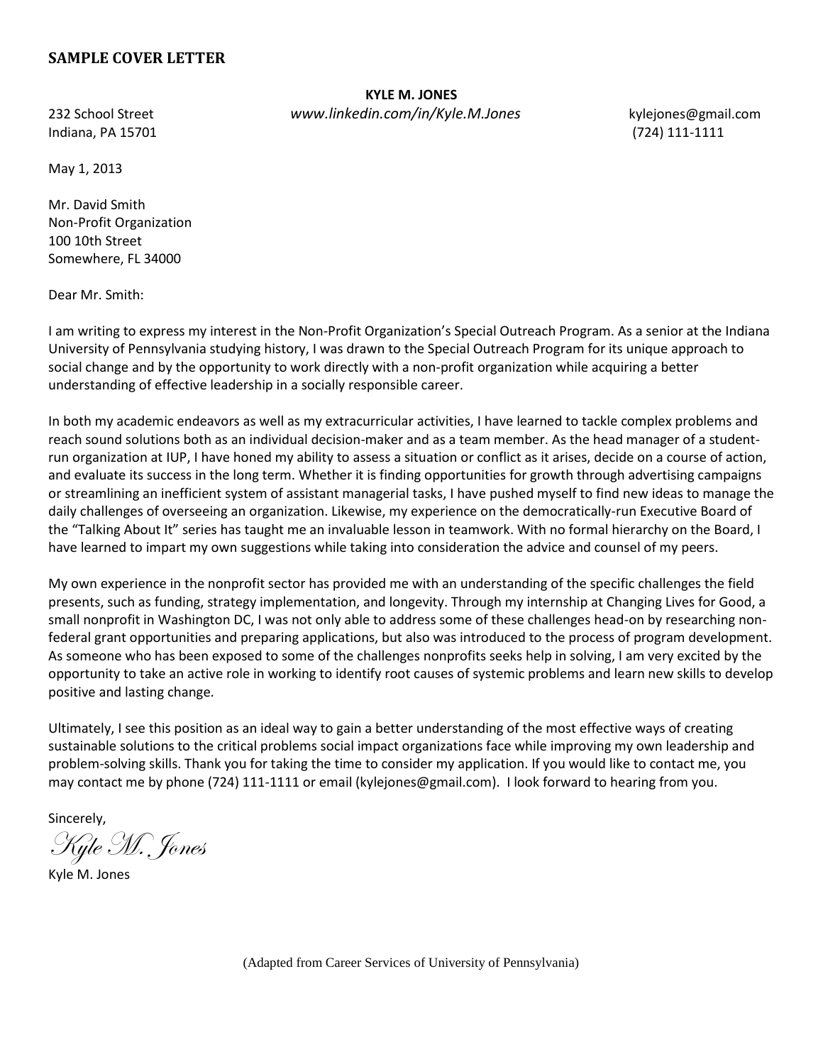## SAMPLE COVER LETTER

**KYLE M. JONES**

232 School Street
Indiana, PA 15701

*www.linkedin.com/in/Kyle.M.Jones*

kylejones@gmail.com
(724) 111-1111

May 1, 2013

Mr. David Smith
Non-Profit Organization
100 10th Street
Somewhere, FL 34000

Dear Mr. Smith:

I am writing to express my interest in the Non-Profit Organization's Special Outreach Program. As a senior at the Indiana University of Pennsylvania studying history, I was drawn to the Special Outreach Program for its unique approach to social change and by the opportunity to work directly with a non-profit organization while acquiring a better understanding of effective leadership in a socially responsible career.

In both my academic endeavors as well as my extracurricular activities, I have learned to tackle complex problems and reach sound solutions both as an individual decision-maker and as a team member. As the head manager of a student-run organization at IUP, I have honed my ability to assess a situation or conflict as it arises, decide on a course of action, and evaluate its success in the long term. Whether it is finding opportunities for growth through advertising campaigns or streamlining an inefficient system of assistant managerial tasks, I have pushed myself to find new ideas to manage the daily challenges of overseeing an organization. Likewise, my experience on the democratically-run Executive Board of the "Talking About It" series has taught me an invaluable lesson in teamwork. With no formal hierarchy on the Board, I have learned to impart my own suggestions while taking into consideration the advice and counsel of my peers.

My own experience in the nonprofit sector has provided me with an understanding of the specific challenges the field presents, such as funding, strategy implementation, and longevity. Through my internship at Changing Lives for Good, a small nonprofit in Washington DC, I was not only able to address some of these challenges head-on by researching non-federal grant opportunities and preparing applications, but also was introduced to the process of program development. As someone who has been exposed to some of the challenges nonprofits seeks help in solving, I am very excited by the opportunity to take an active role in working to identify root causes of systemic problems and learn new skills to develop positive and lasting change.

Ultimately, I see this position as an ideal way to gain a better understanding of the most effective ways of creating sustainable solutions to the critical problems social impact organizations face while improving my own leadership and problem-solving skills. Thank you for taking the time to consider my application. If you would like to contact me, you may contact me by phone (724) 111-1111 or email (kylejones@gmail.com). I look forward to hearing from you.

Sincerely,

*Kyle M. Jones*

Kyle M. Jones

(Adapted from Career Services of University of Pennsylvania)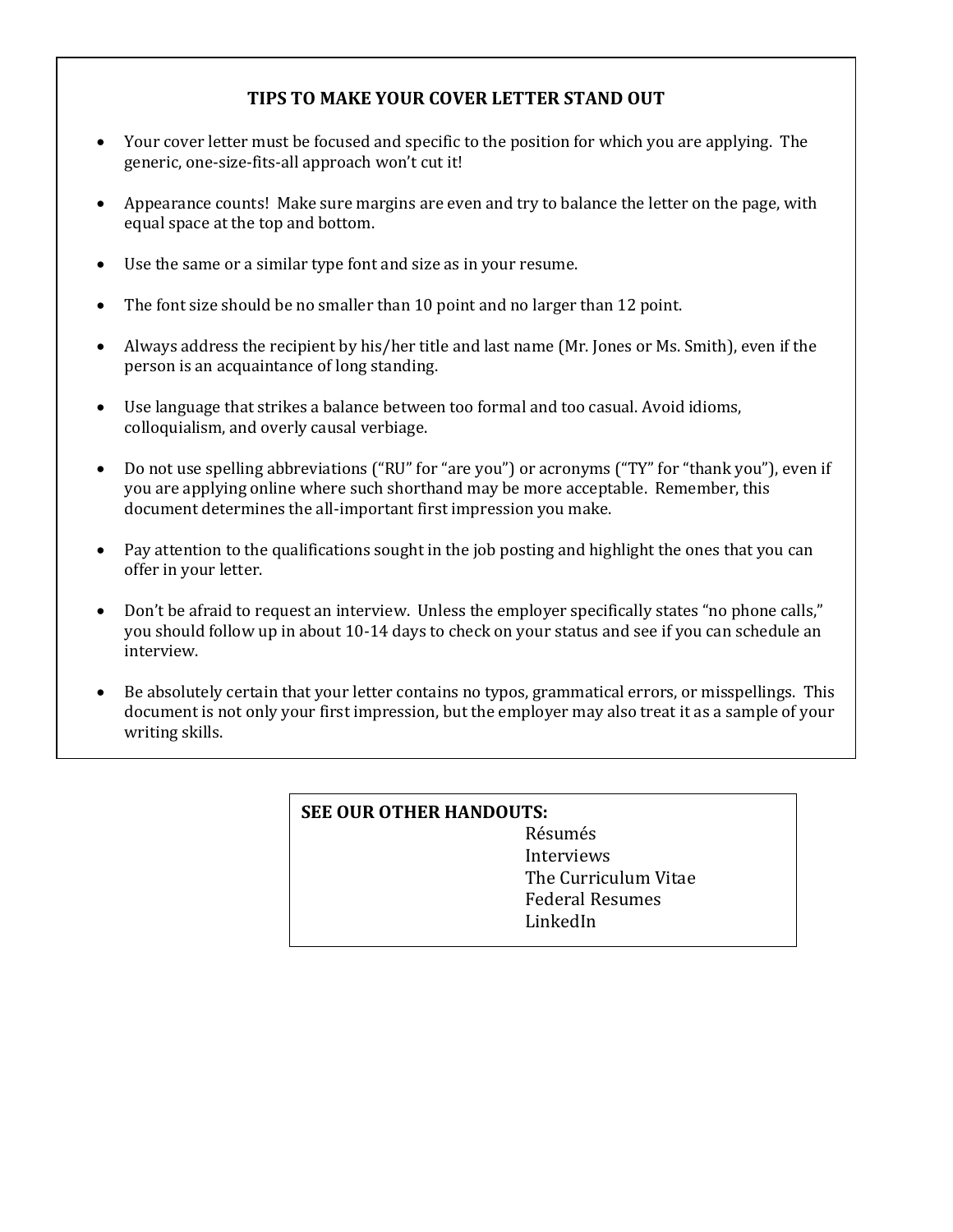## TIPS TO MAKE YOUR COVER LETTER STAND OUT

- Your cover letter must be focused and specific to the position for which you are applying. The generic, one-size-fits-all approach won't cut it!
- Appearance counts! Make sure margins are even and try to balance the letter on the page, with equal space at the top and bottom.
- Use the same or a similar type font and size as in your resume.
- The font size should be no smaller than 10 point and no larger than 12 point.
- Always address the recipient by his/her title and last name (Mr. Jones or Ms. Smith), even if the person is an acquaintance of long standing.
- Use language that strikes a balance between too formal and too casual. Avoid idioms, colloquialism, and overly causal verbiage.
- Do not use spelling abbreviations ("RU" for "are you") or acronyms ("TY" for "thank you"), even if you are applying online where such shorthand may be more acceptable. Remember, this document determines the all-important first impression you make.
- Pay attention to the qualifications sought in the job posting and highlight the ones that you can offer in your letter.
- Don't be afraid to request an interview. Unless the employer specifically states "no phone calls," you should follow up in about 10-14 days to check on your status and see if you can schedule an interview.
- Be absolutely certain that your letter contains no typos, grammatical errors, or misspellings. This document is not only your first impression, but the employer may also treat it as a sample of your writing skills.

**SEE OUR OTHER HANDOUTS:**

Résumés
Interviews
The Curriculum Vitae
Federal Resumes
LinkedIn